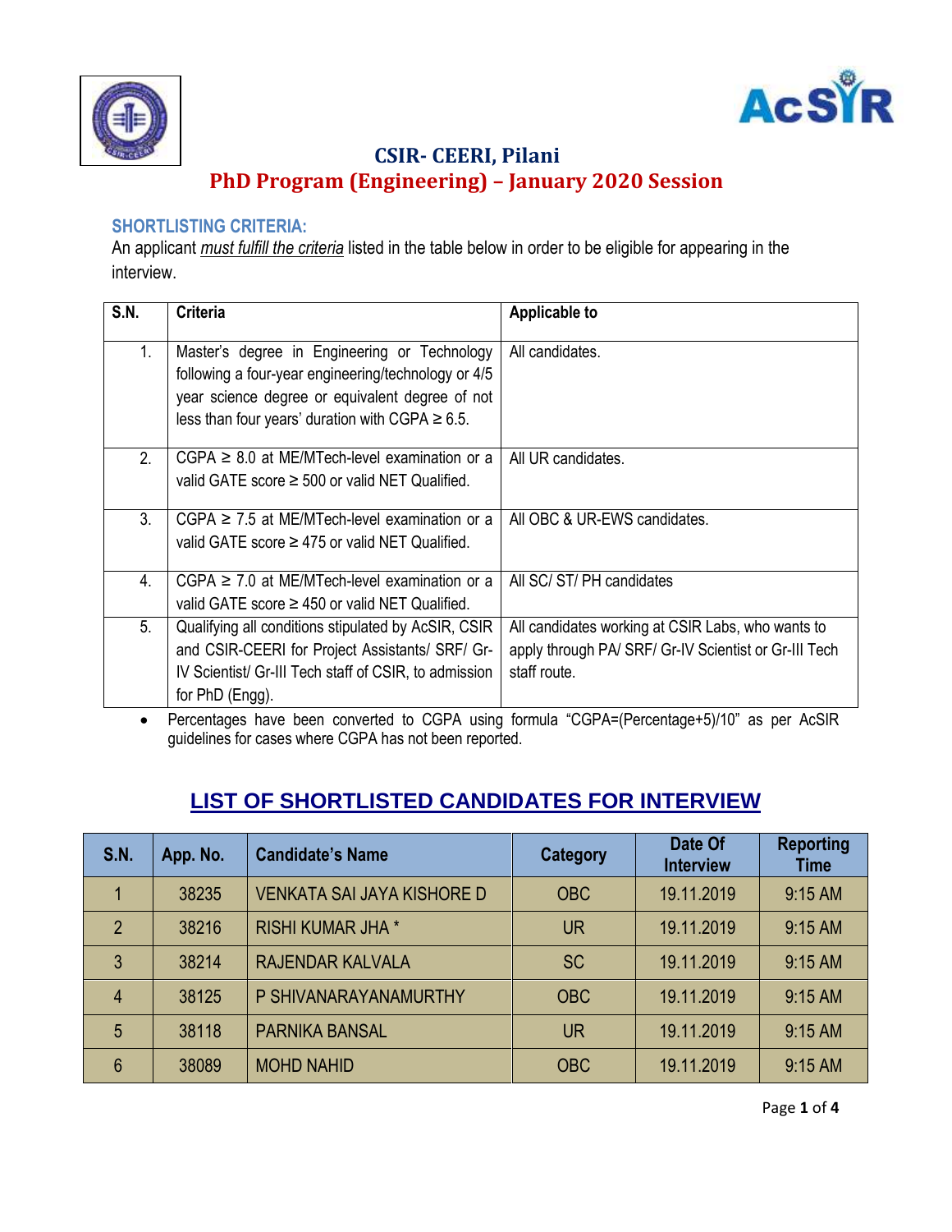# CSIR- CEERI, Pilani

## PhD Program (Engineering) – January 2020 Session

### SHORTLISTING CRITERIA:

An applicant *must fulfill the criteria* listed in the table below in order to be eligible for appearing in the interview.

| S.N. | Criteria | Applicable to |
|---|---|---|
| 1. | Master's degree in Engineering or Technology following a four-year engineering/technology or 4/5 year science degree or equivalent degree of not less than four years' duration with CGPA ≥ 6.5. | All candidates. |
| 2. | CGPA ≥ 8.0 at ME/MTech-level examination or a valid GATE score ≥ 500 or valid NET Qualified. | All UR candidates. |
| 3. | CGPA ≥ 7.5 at ME/MTech-level examination or a valid GATE score ≥ 475 or valid NET Qualified. | All OBC & UR-EWS candidates. |
| 4. | CGPA ≥ 7.0 at ME/MTech-level examination or a valid GATE score ≥ 450 or valid NET Qualified. | All SC/ ST/ PH candidates |
| 5. | Qualifying all conditions stipulated by AcSIR, CSIR and CSIR-CEERI for Project Assistants/ SRF/ Gr-IV Scientist/ Gr-III Tech staff of CSIR, to admission for PhD (Engg). | All candidates working at CSIR Labs, who wants to apply through PA/ SRF/ Gr-IV Scientist or Gr-III Tech staff route. |

- Percentages have been converted to CGPA using formula "CGPA=(Percentage+5)/10" as per AcSIR guidelines for cases where CGPA has not been reported.

## LIST OF SHORTLISTED CANDIDATES FOR INTERVIEW

| S.N. | App. No. | Candidate's Name | Category | Date Of Interview | Reporting Time |
|---|---|---|---|---|---|
| 1 | 38235 | VENKATA SAI JAYA KISHORE D | OBC | 19.11.2019 | 9:15 AM |
| 2 | 38216 | RISHI KUMAR JHA * | UR | 19.11.2019 | 9:15 AM |
| 3 | 38214 | RAJENDAR KALVALA | SC | 19.11.2019 | 9:15 AM |
| 4 | 38125 | P SHIVANARAYANAMURTHY | OBC | 19.11.2019 | 9:15 AM |
| 5 | 38118 | PARNIKA BANSAL | UR | 19.11.2019 | 9:15 AM |
| 6 | 38089 | MOHD NAHID | OBC | 19.11.2019 | 9:15 AM |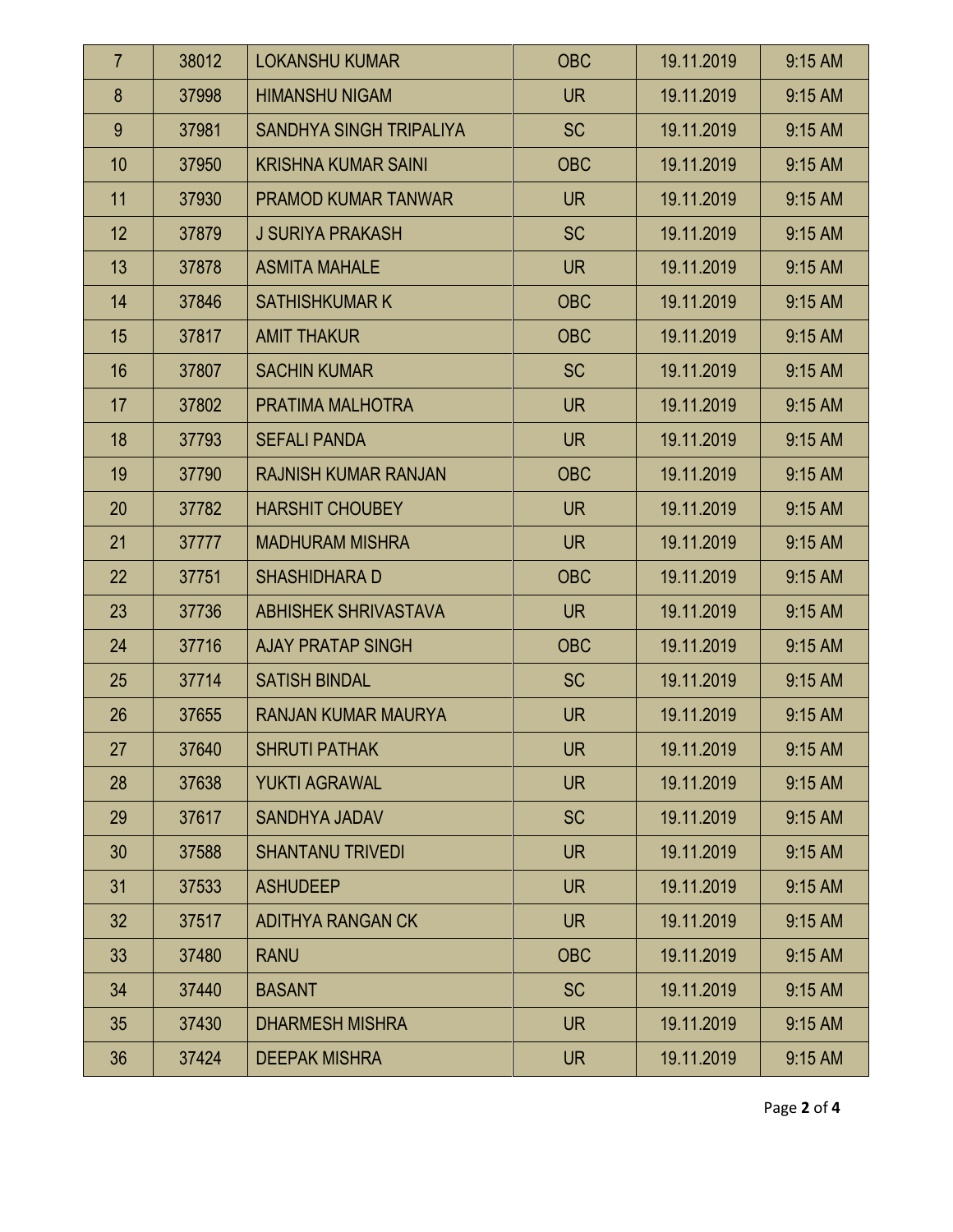| 7 | 38012 | LOKANSHU KUMAR | OBC | 19.11.2019 | 9:15 AM |
|---|---|---|---|---|---|
| 8 | 37998 | HIMANSHU NIGAM | UR | 19.11.2019 | 9:15 AM |
| 9 | 37981 | SANDHYA SINGH TRIPALIYA | SC | 19.11.2019 | 9:15 AM |
| 10 | 37950 | KRISHNA KUMAR SAINI | OBC | 19.11.2019 | 9:15 AM |
| 11 | 37930 | PRAMOD KUMAR TANWAR | UR | 19.11.2019 | 9:15 AM |
| 12 | 37879 | J SURIYA PRAKASH | SC | 19.11.2019 | 9:15 AM |
| 13 | 37878 | ASMITA MAHALE | UR | 19.11.2019 | 9:15 AM |
| 14 | 37846 | SATHISHKUMAR K | OBC | 19.11.2019 | 9:15 AM |
| 15 | 37817 | AMIT THAKUR | OBC | 19.11.2019 | 9:15 AM |
| 16 | 37807 | SACHIN KUMAR | SC | 19.11.2019 | 9:15 AM |
| 17 | 37802 | PRATIMA MALHOTRA | UR | 19.11.2019 | 9:15 AM |
| 18 | 37793 | SEFALI PANDA | UR | 19.11.2019 | 9:15 AM |
| 19 | 37790 | RAJNISH KUMAR RANJAN | OBC | 19.11.2019 | 9:15 AM |
| 20 | 37782 | HARSHIT CHOUBEY | UR | 19.11.2019 | 9:15 AM |
| 21 | 37777 | MADHURAM MISHRA | UR | 19.11.2019 | 9:15 AM |
| 22 | 37751 | SHASHIDHARA D | OBC | 19.11.2019 | 9:15 AM |
| 23 | 37736 | ABHISHEK SHRIVASTAVA | UR | 19.11.2019 | 9:15 AM |
| 24 | 37716 | AJAY PRATAP SINGH | OBC | 19.11.2019 | 9:15 AM |
| 25 | 37714 | SATISH BINDAL | SC | 19.11.2019 | 9:15 AM |
| 26 | 37655 | RANJAN KUMAR MAURYA | UR | 19.11.2019 | 9:15 AM |
| 27 | 37640 | SHRUTI PATHAK | UR | 19.11.2019 | 9:15 AM |
| 28 | 37638 | YUKTI AGRAWAL | UR | 19.11.2019 | 9:15 AM |
| 29 | 37617 | SANDHYA JADAV | SC | 19.11.2019 | 9:15 AM |
| 30 | 37588 | SHANTANU TRIVEDI | UR | 19.11.2019 | 9:15 AM |
| 31 | 37533 | ASHUDEEP | UR | 19.11.2019 | 9:15 AM |
| 32 | 37517 | ADITHYA RANGAN CK | UR | 19.11.2019 | 9:15 AM |
| 33 | 37480 | RANU | OBC | 19.11.2019 | 9:15 AM |
| 34 | 37440 | BASANT | SC | 19.11.2019 | 9:15 AM |
| 35 | 37430 | DHARMESH MISHRA | UR | 19.11.2019 | 9:15 AM |
| 36 | 37424 | DEEPAK MISHRA | UR | 19.11.2019 | 9:15 AM |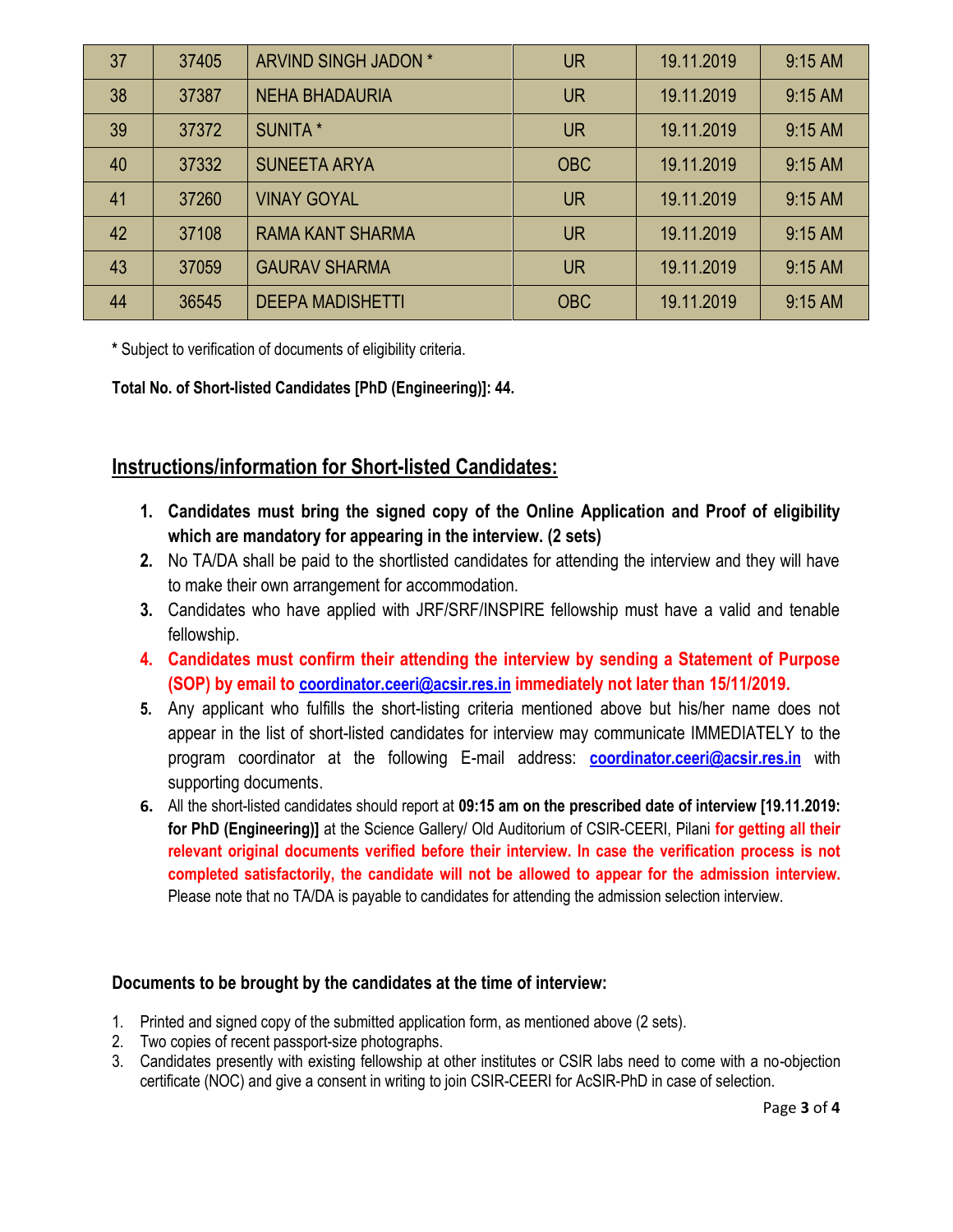| 37 | 37405 | ARVIND SINGH JADON * | UR | 19.11.2019 | 9:15 AM |
|---|---|---|---|---|---|
| 38 | 37387 | NEHA BHADAURIA | UR | 19.11.2019 | 9:15 AM |
| 39 | 37372 | SUNITA * | UR | 19.11.2019 | 9:15 AM |
| 40 | 37332 | SUNEETA ARYA | OBC | 19.11.2019 | 9:15 AM |
| 41 | 37260 | VINAY GOYAL | UR | 19.11.2019 | 9:15 AM |
| 42 | 37108 | RAMA KANT SHARMA | UR | 19.11.2019 | 9:15 AM |
| 43 | 37059 | GAURAV SHARMA | UR | 19.11.2019 | 9:15 AM |
| 44 | 36545 | DEEPA MADISHETTI | OBC | 19.11.2019 | 9:15 AM |

**\*** Subject to verification of documents of eligibility criteria.

**Total No. of Short-listed Candidates [PhD (Engineering)]: 44.**

## Instructions/information for Short-listed Candidates:

1. **Candidates must bring the signed copy of the Online Application and Proof of eligibility which are mandatory for appearing in the interview. (2 sets)**
2. No TA/DA shall be paid to the shortlisted candidates for attending the interview and they will have to make their own arrangement for accommodation.
3. Candidates who have applied with JRF/SRF/INSPIRE fellowship must have a valid and tenable fellowship.
4. **Candidates must confirm their attending the interview by sending a Statement of Purpose (SOP) by email to coordinator.ceeri@acsir.res.in immediately not later than 15/11/2019.**
5. Any applicant who fulfills the short-listing criteria mentioned above but his/her name does not appear in the list of short-listed candidates for interview may communicate IMMEDIATELY to the program coordinator at the following E-mail address: **coordinator.ceeri@acsir.res.in** with supporting documents.
6. All the short-listed candidates should report at **09:15 am on the prescribed date of interview [19.11.2019: for PhD (Engineering)]** at the Science Gallery/ Old Auditorium of CSIR-CEERI, Pilani **for getting all their relevant original documents verified before their interview. In case the verification process is not completed satisfactorily, the candidate will not be allowed to appear for the admission interview.** Please note that no TA/DA is payable to candidates for attending the admission selection interview.

### Documents to be brought by the candidates at the time of interview:

1. Printed and signed copy of the submitted application form, as mentioned above (2 sets).
2. Two copies of recent passport-size photographs.
3. Candidates presently with existing fellowship at other institutes or CSIR labs need to come with a no-objection certificate (NOC) and give a consent in writing to join CSIR-CEERI for AcSIR-PhD in case of selection.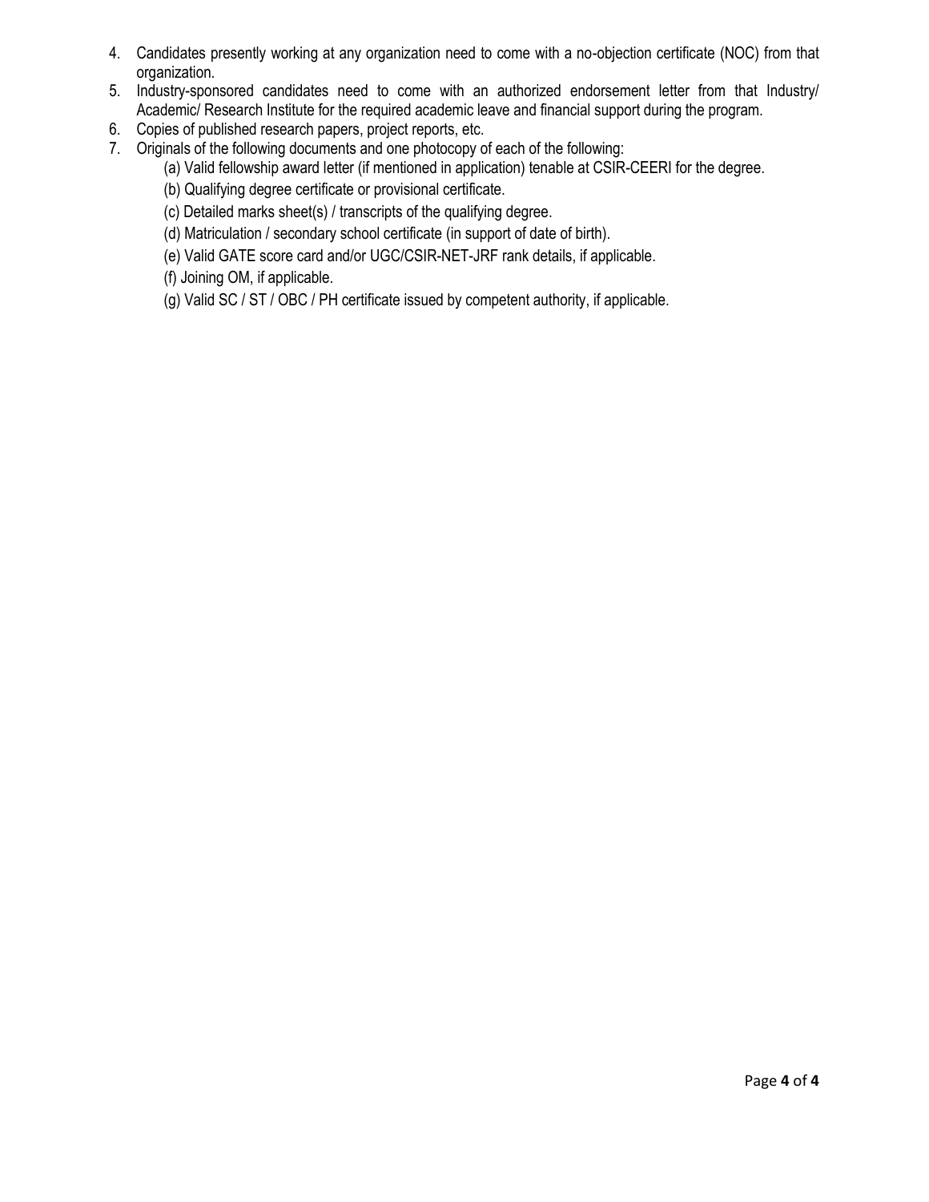4. Candidates presently working at any organization need to come with a no-objection certificate (NOC) from that organization.
5. Industry-sponsored candidates need to come with an authorized endorsement letter from that Industry/ Academic/ Research Institute for the required academic leave and financial support during the program.
6. Copies of published research papers, project reports, etc.
7. Originals of the following documents and one photocopy of each of the following:
   - (a) Valid fellowship award letter (if mentioned in application) tenable at CSIR-CEERI for the degree.
   - (b) Qualifying degree certificate or provisional certificate.
   - (c) Detailed marks sheet(s) / transcripts of the qualifying degree.
   - (d) Matriculation / secondary school certificate (in support of date of birth).
   - (e) Valid GATE score card and/or UGC/CSIR-NET-JRF rank details, if applicable.
   - (f) Joining OM, if applicable.
   - (g) Valid SC / ST / OBC / PH certificate issued by competent authority, if applicable.